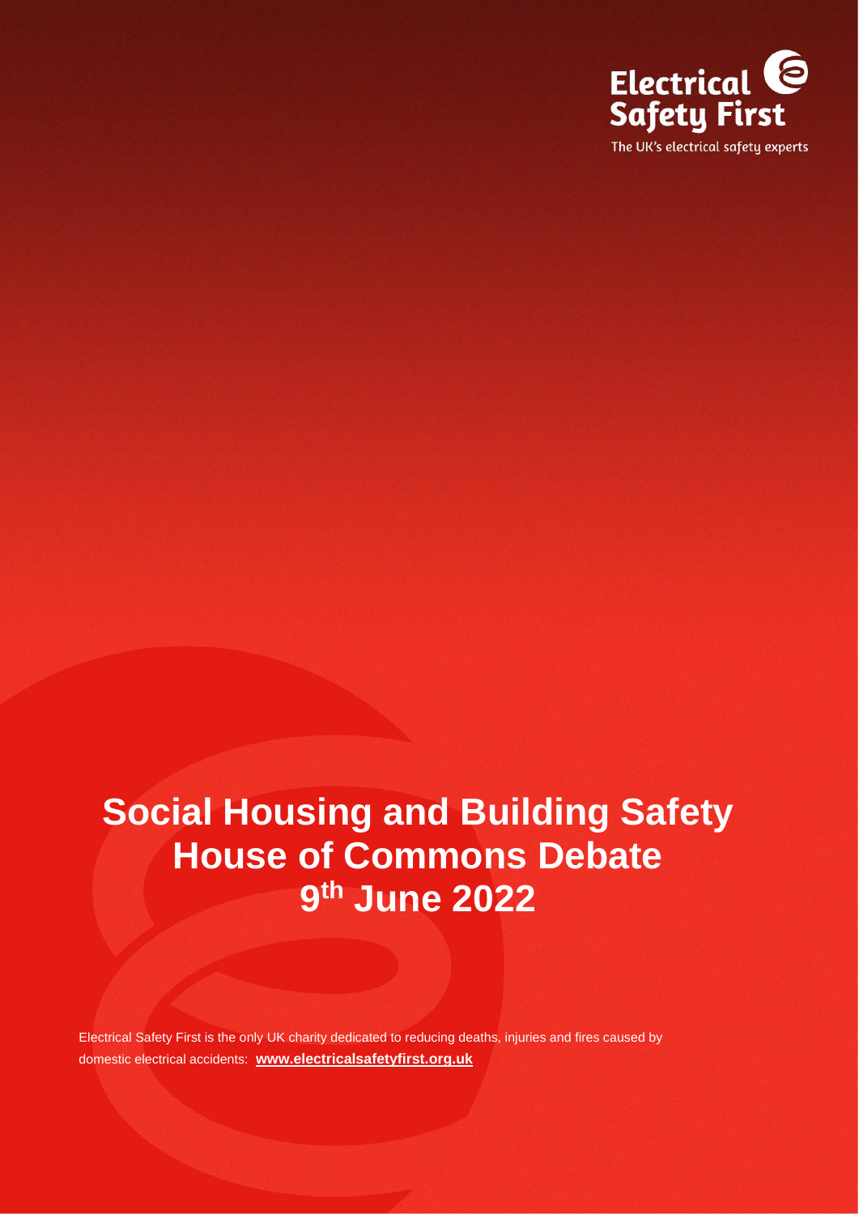Electrical Safety First

The UK's electrical safety experts

# Social Housing and Building Safety House of Commons Debate 9th June 2022

Electrical Safety First is the only UK charity dedicated to reducing deaths, injuries and fires caused by domestic electrical accidents: **www.electricalsafetyfirst.org.uk**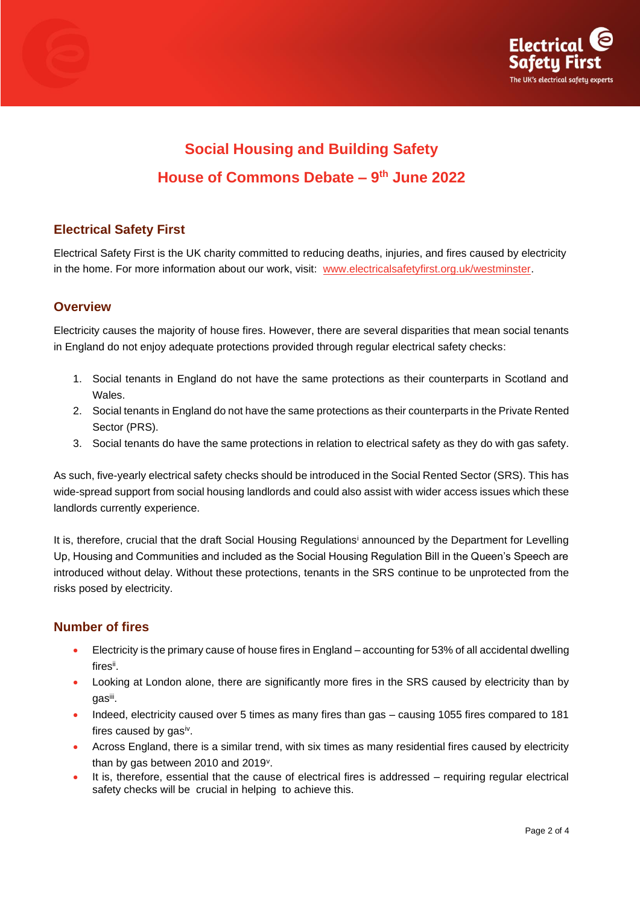# Social Housing and Building Safety

# House of Commons Debate – 9th June 2022

## Electrical Safety First

Electrical Safety First is the UK charity committed to reducing deaths, injuries, and fires caused by electricity in the home. For more information about our work, visit: [www.electricalsafetyfirst.org.uk/westminster](www.electricalsafetyfirst.org.uk/westminster).

## Overview

Electricity causes the majority of house fires. However, there are several disparities that mean social tenants in England do not enjoy adequate protections provided through regular electrical safety checks:

1. Social tenants in England do not have the same protections as their counterparts in Scotland and Wales.
2. Social tenants in England do not have the same protections as their counterparts in the Private Rented Sector (PRS).
3. Social tenants do have the same protections in relation to electrical safety as they do with gas safety.

As such, five-yearly electrical safety checks should be introduced in the Social Rented Sector (SRS). This has wide-spread support from social housing landlords and could also assist with wider access issues which these landlords currently experience.

It is, therefore, crucial that the draft Social Housing Regulations[i] announced by the Department for Levelling Up, Housing and Communities and included as the Social Housing Regulation Bill in the Queen's Speech are introduced without delay. Without these protections, tenants in the SRS continue to be unprotected from the risks posed by electricity.

## Number of fires

- Electricity is the primary cause of house fires in England – accounting for 53% of all accidental dwelling fires[ii].
- Looking at London alone, there are significantly more fires in the SRS caused by electricity than by gas[iii].
- Indeed, electricity caused over 5 times as many fires than gas – causing 1055 fires compared to 181 fires caused by gas[iv].
- Across England, there is a similar trend, with six times as many residential fires caused by electricity than by gas between 2010 and 2019[v].
- It is, therefore, essential that the cause of electrical fires is addressed – requiring regular electrical safety checks will be crucial in helping to achieve this.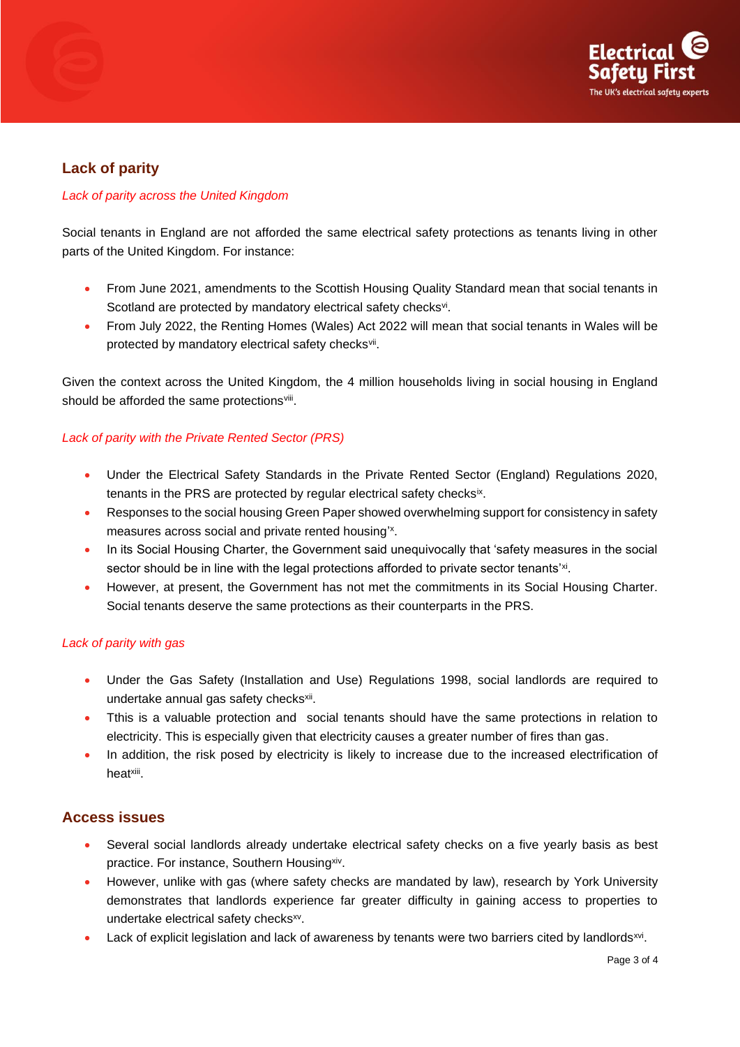## Lack of parity

*Lack of parity across the United Kingdom*

Social tenants in England are not afforded the same electrical safety protections as tenants living in other parts of the United Kingdom. For instance:

- From June 2021, amendments to the Scottish Housing Quality Standard mean that social tenants in Scotland are protected by mandatory electrical safety checks[vi].
- From July 2022, the Renting Homes (Wales) Act 2022 will mean that social tenants in Wales will be protected by mandatory electrical safety checks[vii].

Given the context across the United Kingdom, the 4 million households living in social housing in England should be afforded the same protections[viii].

*Lack of parity with the Private Rented Sector (PRS)*

- Under the Electrical Safety Standards in the Private Rented Sector (England) Regulations 2020, tenants in the PRS are protected by regular electrical safety checks[ix].
- Responses to the social housing Green Paper showed overwhelming support for consistency in safety measures across social and private rented housing'[x].
- In its Social Housing Charter, the Government said unequivocally that 'safety measures in the social sector should be in line with the legal protections afforded to private sector tenants'[xi].
- However, at present, the Government has not met the commitments in its Social Housing Charter. Social tenants deserve the same protections as their counterparts in the PRS.

*Lack of parity with gas*

- Under the Gas Safety (Installation and Use) Regulations 1998, social landlords are required to undertake annual gas safety checks[xii].
- Tthis is a valuable protection and social tenants should have the same protections in relation to electricity. This is especially given that electricity causes a greater number of fires than gas.
- In addition, the risk posed by electricity is likely to increase due to the increased electrification of heat[xiii].

## Access issues

- Several social landlords already undertake electrical safety checks on a five yearly basis as best practice. For instance, Southern Housing[xiv].
- However, unlike with gas (where safety checks are mandated by law), research by York University demonstrates that landlords experience far greater difficulty in gaining access to properties to undertake electrical safety checks[xv].
- Lack of explicit legislation and lack of awareness by tenants were two barriers cited by landlords[xvi].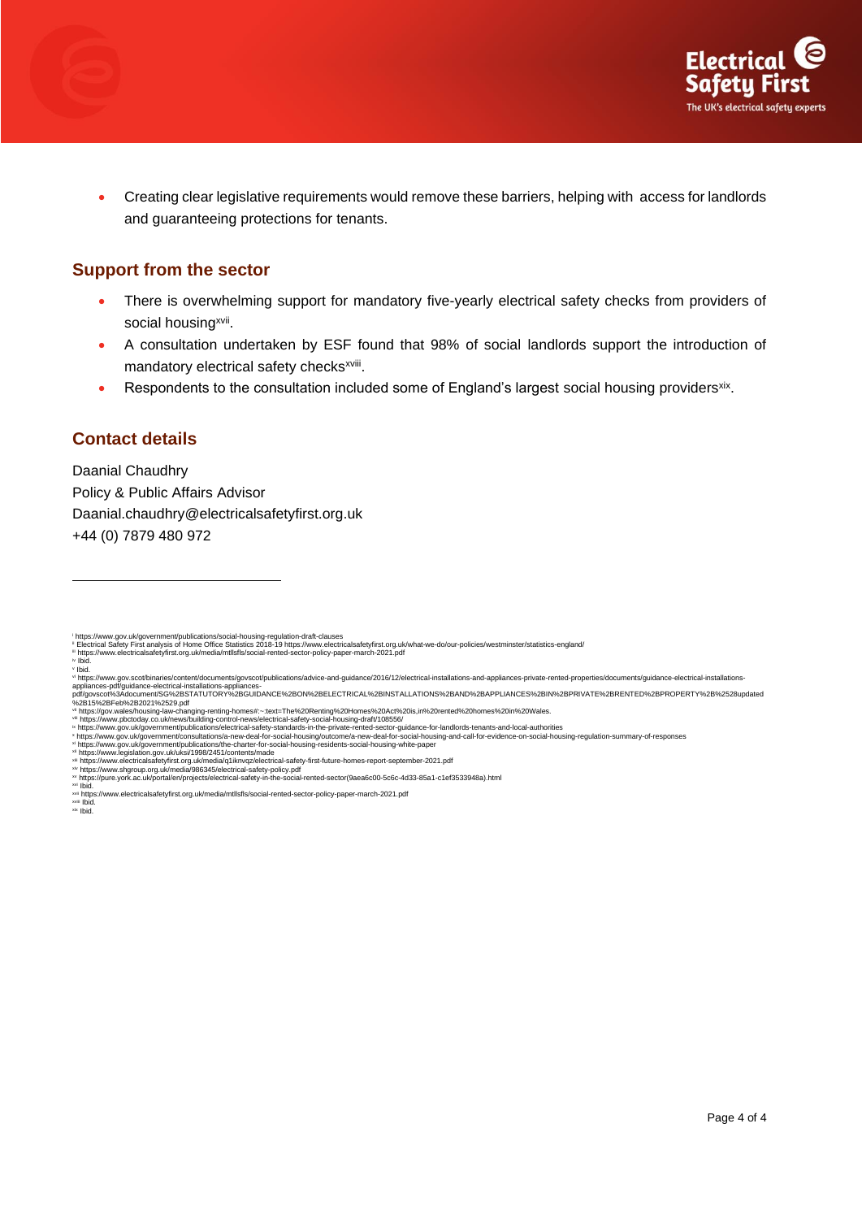- Creating clear legislative requirements would remove these barriers, helping with access for landlords and guaranteeing protections for tenants.

## Support from the sector

- There is overwhelming support for mandatory five-yearly electrical safety checks from providers of social housing[xvii].
- A consultation undertaken by ESF found that 98% of social landlords support the introduction of mandatory electrical safety checks[xviii].
- Respondents to the consultation included some of England's largest social housing providers[xix].

## Contact details

Daanial Chaudhry
Policy & Public Affairs Advisor
Daanial.chaudhry@electricalsafetyfirst.org.uk
+44 (0) 7879 480 972

---

[i] https://www.gov.uk/government/publications/social-housing-regulation-draft-clauses
[ii] Electrical Safety First analysis of Home Office Statistics 2018-19 https://www.electricalsafetyfirst.org.uk/what-we-do/our-policies/westminster/statistics-england/
[iii] https://www.electricalsafetyfirst.org.uk/media/mtllsfls/social-rented-sector-policy-paper-march-2021.pdf
[iv] Ibid.
[v] Ibid.
[vi] https://www.gov.scot/binaries/content/documents/govscot/publications/advice-and-guidance/2016/12/electrical-installations-and-appliances-private-rented-properties/documents/guidance-electrical-installations-appliances-pdf/guidance-electrical-installations-appliances-pdf/govscot%3Adocument/SG%2BSTATUTORY%2BGUIDANCE%2BON%2BELECTRICAL%2BINSTALLATIONS%2BAND%2BAPPLIANCES%2BIN%2BPRIVATE%2BRENTED%2BPROPERTY%2B%2528updated%2B15%2BFeb%2B2021%2529.pdf
[vii] https://gov.wales/housing-law-changing-renting-homes#:~:text=The%20Renting%20Homes%20Act%20is,in%20rented%20homes%20in%20Wales.
[viii] https://www.pbctoday.co.uk/news/building-control-news/electrical-safety-social-housing-draft/108556/
[ix] https://www.gov.uk/government/publications/electrical-safety-standards-in-the-private-rented-sector-guidance-for-landlords-tenants-and-local-authorities
[x] https://www.gov.uk/government/consultations/a-new-deal-for-social-housing/outcome/a-new-deal-for-social-housing-and-call-for-evidence-on-social-housing-regulation-summary-of-responses
[xi] https://www.gov.uk/government/publications/the-charter-for-social-housing-residents-social-housing-white-paper
[xii] https://www.legislation.gov.uk/uksi/1998/2451/contents/made
[xiii] https://www.electricalsafetyfirst.org.uk/media/q1iknvqz/electrical-safety-first-future-homes-report-september-2021.pdf
[xiv] https://www.shgroup.org.uk/media/986345/electrical-safety-policy.pdf
[xv] https://pure.york.ac.uk/portal/en/projects/electrical-safety-in-the-social-rented-sector(9aea6c00-5c6c-4d33-85a1-c1ef3533948a).html
[xvi] Ibid.
[xvii] https://www.electricalsafetyfirst.org.uk/media/mtllsfls/social-rented-sector-policy-paper-march-2021.pdf
[xviii] Ibid.
[xix] Ibid.